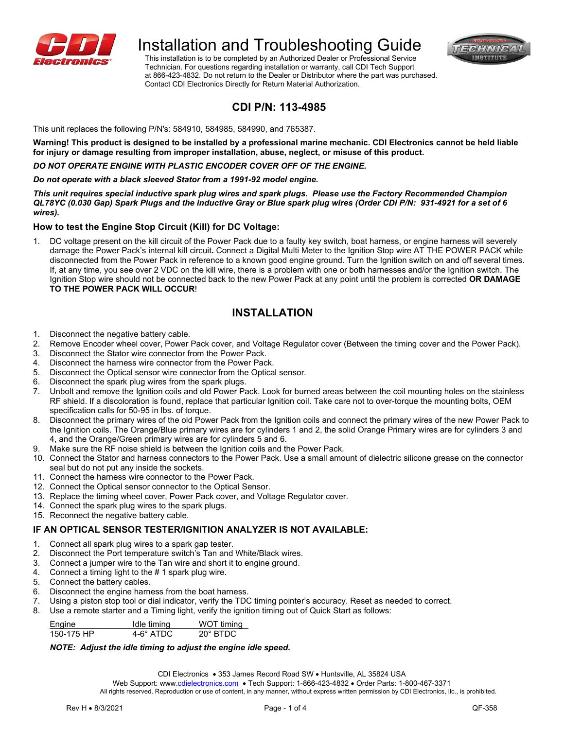# Installation and Troubleshooting Guide

This installation is to be completed by an Authorized Dealer or Professional Service Technician. For questions regarding installation or warranty, call CDI Tech Support at 866-423-4832. Do not return to the Dealer or Distributor where the part was purchased. Contact CDI Electronics Directly for Return Material Authorization.

## CDI P/N: 113-4985

This unit replaces the following P/N's: 584910, 584985, 584990, and 765387.

**Warning! This product is designed to be installed by a professional marine mechanic. CDI Electronics cannot be held liable for injury or damage resulting from improper installation, abuse, neglect, or misuse of this product.**

***DO NOT OPERATE ENGINE WITH PLASTIC ENCODER COVER OFF OF THE ENGINE.***

***Do not operate with a black sleeved Stator from a 1991-92 model engine.***

***This unit requires special inductive spark plug wires and spark plugs. Please use the Factory Recommended Champion QL78YC (0.030 Gap) Spark Plugs and the inductive Gray or Blue spark plug wires (Order CDI P/N: 931-4921 for a set of 6 wires).***

### How to test the Engine Stop Circuit (Kill) for DC Voltage:

1. DC voltage present on the kill circuit of the Power Pack due to a faulty key switch, boat harness, or engine harness will severely damage the Power Pack's internal kill circuit**.** Connect a Digital Multi Meter to the Ignition Stop wire AT THE POWER PACK while disconnected from the Power Pack in reference to a known good engine ground. Turn the Ignition switch on and off several times. If, at any time, you see over 2 VDC on the kill wire, there is a problem with one or both harnesses and/or the Ignition switch. The Ignition Stop wire should not be connected back to the new Power Pack at any point until the problem is corrected **OR DAMAGE TO THE POWER PACK WILL OCCUR**!

## INSTALLATION

1. Disconnect the negative battery cable.
2. Remove Encoder wheel cover, Power Pack cover, and Voltage Regulator cover (Between the timing cover and the Power Pack).
3. Disconnect the Stator wire connector from the Power Pack.
4. Disconnect the harness wire connector from the Power Pack.
5. Disconnect the Optical sensor wire connector from the Optical sensor.
6. Disconnect the spark plug wires from the spark plugs.
7. Unbolt and remove the Ignition coils and old Power Pack. Look for burned areas between the coil mounting holes on the stainless RF shield. If a discoloration is found, replace that particular Ignition coil. Take care not to over-torque the mounting bolts, OEM specification calls for 50-95 in lbs. of torque.
8. Disconnect the primary wires of the old Power Pack from the Ignition coils and connect the primary wires of the new Power Pack to the Ignition coils. The Orange/Blue primary wires are for cylinders 1 and 2, the solid Orange Primary wires are for cylinders 3 and 4, and the Orange/Green primary wires are for cylinders 5 and 6.
9. Make sure the RF noise shield is between the Ignition coils and the Power Pack.
10. Connect the Stator and harness connectors to the Power Pack. Use a small amount of dielectric silicone grease on the connector seal but do not put any inside the sockets.
11. Connect the harness wire connector to the Power Pack.
12. Connect the Optical sensor connector to the Optical Sensor.
13. Replace the timing wheel cover, Power Pack cover, and Voltage Regulator cover.
14. Connect the spark plug wires to the spark plugs.
15. Reconnect the negative battery cable.

### IF AN OPTICAL SENSOR TESTER/IGNITION ANALYZER IS NOT AVAILABLE:

1. Connect all spark plug wires to a spark gap tester.
2. Disconnect the Port temperature switch's Tan and White/Black wires.
3. Connect a jumper wire to the Tan wire and short it to engine ground.
4. Connect a timing light to the # 1 spark plug wire.
5. Connect the battery cables.
6. Disconnect the engine harness from the boat harness.
7. Using a piston stop tool or dial indicator, verify the TDC timing pointer's accuracy. Reset as needed to correct.
8. Use a remote starter and a Timing light, verify the ignition timing out of Quick Start as follows:

| Engine | Idle timing | WOT timing |
|---|---|---|
| 150-175 HP | 4-6° ATDC | 20° BTDC |

***NOTE: Adjust the idle timing to adjust the engine idle speed.***

CDI Electronics • 353 James Record Road SW • Huntsville, AL 35824 USA
Web Support: www.cdielectronics.com • Tech Support: 1-866-423-4832 • Order Parts: 1-800-467-3371
All rights reserved. Reproduction or use of content, in any manner, without express written permission by CDI Electronics, llc., is prohibited.

Rev H • 8/3/2021 QF-358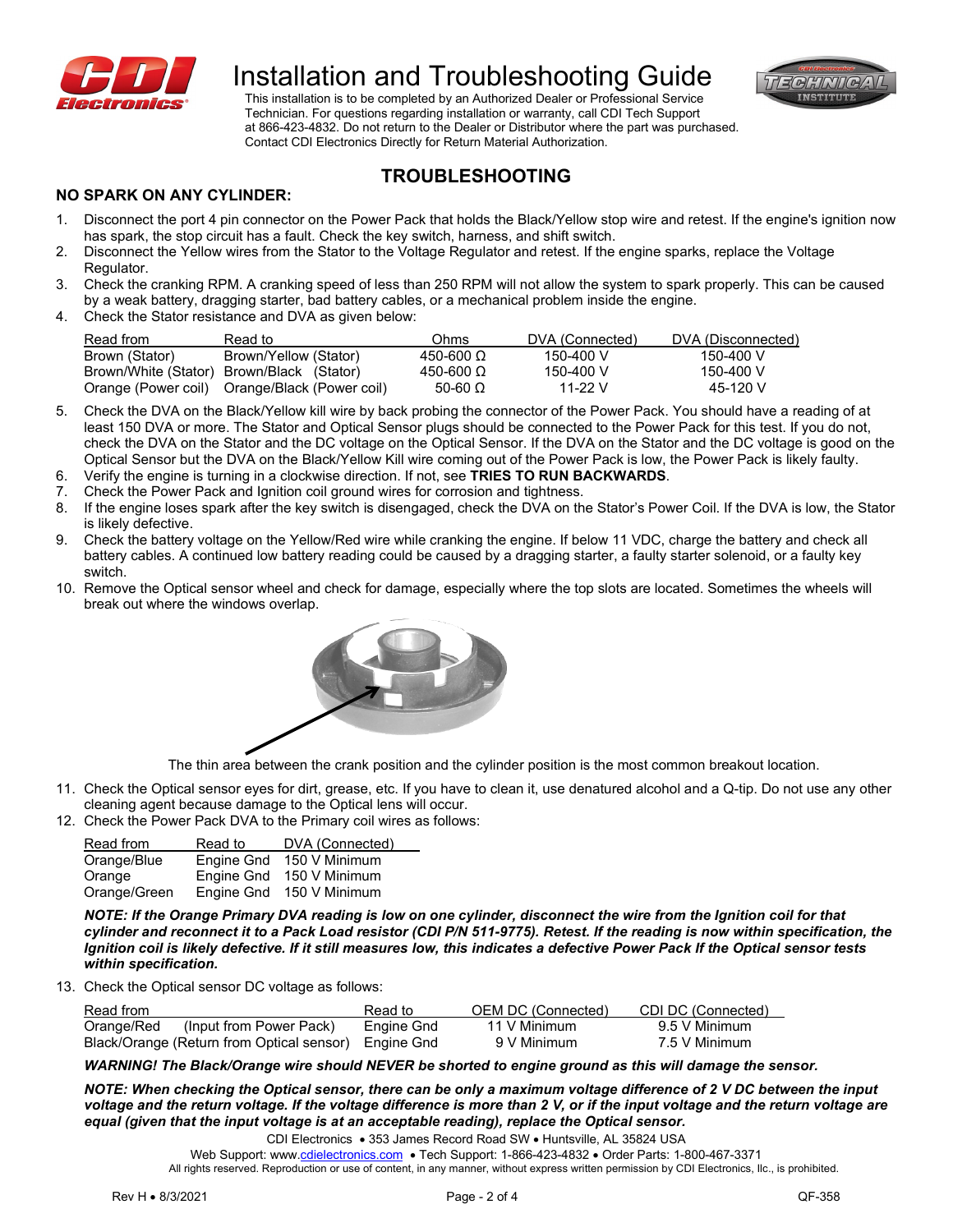# Installation and Troubleshooting Guide

This installation is to be completed by an Authorized Dealer or Professional Service Technician. For questions regarding installation or warranty, call CDI Tech Support at 866-423-4832. Do not return to the Dealer or Distributor where the part was purchased. Contact CDI Electronics Directly for Return Material Authorization.

## TROUBLESHOOTING

### NO SPARK ON ANY CYLINDER:

1. Disconnect the port 4 pin connector on the Power Pack that holds the Black/Yellow stop wire and retest. If the engine's ignition now has spark, the stop circuit has a fault. Check the key switch, harness, and shift switch.
2. Disconnect the Yellow wires from the Stator to the Voltage Regulator and retest. If the engine sparks, replace the Voltage Regulator.
3. Check the cranking RPM. A cranking speed of less than 250 RPM will not allow the system to spark properly. This can be caused by a weak battery, dragging starter, bad battery cables, or a mechanical problem inside the engine.
4. Check the Stator resistance and DVA as given below:

| Read from | Read to | Ohms | DVA (Connected) | DVA (Disconnected) |
|---|---|---|---|---|
| Brown (Stator) | Brown/Yellow (Stator) | 450-600 Ω | 150-400 V | 150-400 V |
| Brown/White (Stator) | Brown/Black (Stator) | 450-600 Ω | 150-400 V | 150-400 V |
| Orange (Power coil) | Orange/Black (Power coil) | 50-60 Ω | 11-22 V | 45-120 V |

5. Check the DVA on the Black/Yellow kill wire by back probing the connector of the Power Pack. You should have a reading of at least 150 DVA or more. The Stator and Optical Sensor plugs should be connected to the Power Pack for this test. If you do not, check the DVA on the Stator and the DC voltage on the Optical Sensor. If the DVA on the Stator and the DC voltage is good on the Optical Sensor but the DVA on the Black/Yellow Kill wire coming out of the Power Pack is low, the Power Pack is likely faulty.
6. Verify the engine is turning in a clockwise direction. If not, see **TRIES TO RUN BACKWARDS**.
7. Check the Power Pack and Ignition coil ground wires for corrosion and tightness.
8. If the engine loses spark after the key switch is disengaged, check the DVA on the Stator's Power Coil. If the DVA is low, the Stator is likely defective.
9. Check the battery voltage on the Yellow/Red wire while cranking the engine. If below 11 VDC, charge the battery and check all battery cables. A continued low battery reading could be caused by a dragging starter, a faulty starter solenoid, or a faulty key switch.
10. Remove the Optical sensor wheel and check for damage, especially where the top slots are located. Sometimes the wheels will break out where the windows overlap.

The thin area between the crank position and the cylinder position is the most common breakout location.

11. Check the Optical sensor eyes for dirt, grease, etc. If you have to clean it, use denatured alcohol and a Q-tip. Do not use any other cleaning agent because damage to the Optical lens will occur.
12. Check the Power Pack DVA to the Primary coil wires as follows:

| Read from | Read to | DVA (Connected) |
|---|---|---|
| Orange/Blue | Engine Gnd | 150 V Minimum |
| Orange | Engine Gnd | 150 V Minimum |
| Orange/Green | Engine Gnd | 150 V Minimum |

***NOTE: If the Orange Primary DVA reading is low on one cylinder, disconnect the wire from the Ignition coil for that cylinder and reconnect it to a Pack Load resistor (CDI P/N 511-9775). Retest. If the reading is now within specification, the Ignition coil is likely defective. If it still measures low, this indicates a defective Power Pack If the Optical sensor tests within specification.***

13. Check the Optical sensor DC voltage as follows:

| Read from | Read to | OEM DC (Connected) | CDI DC (Connected) |
|---|---|---|---|
| Orange/Red (Input from Power Pack) | Engine Gnd | 11 V Minimum | 9.5 V Minimum |
| Black/Orange (Return from Optical sensor) | Engine Gnd | 9 V Minimum | 7.5 V Minimum |

***WARNING! The Black/Orange wire should NEVER be shorted to engine ground as this will damage the sensor.***

***NOTE: When checking the Optical sensor, there can be only a maximum voltage difference of 2 V DC between the input voltage and the return voltage. If the voltage difference is more than 2 V, or if the input voltage and the return voltage are equal (given that the input voltage is at an acceptable reading), replace the Optical sensor.***

CDI Electronics • 353 James Record Road SW • Huntsville, AL 35824 USA
Web Support: www.cdielectronics.com • Tech Support: 1-866-423-4832 • Order Parts: 1-800-467-3371
All rights reserved. Reproduction or use of content, in any manner, without express written permission by CDI Electronics, llc., is prohibited.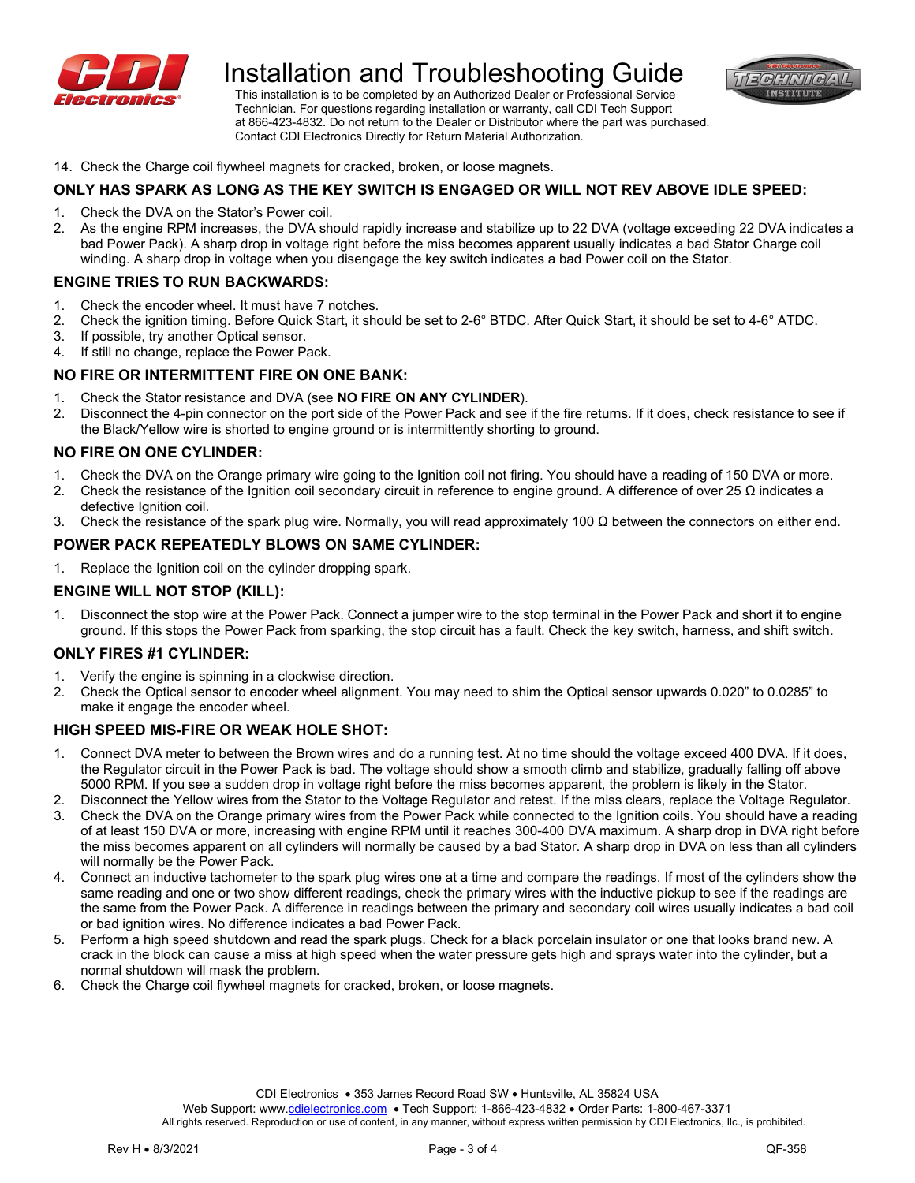14. Check the Charge coil flywheel magnets for cracked, broken, or loose magnets.

### ONLY HAS SPARK AS LONG AS THE KEY SWITCH IS ENGAGED OR WILL NOT REV ABOVE IDLE SPEED:

1. Check the DVA on the Stator's Power coil.
2. As the engine RPM increases, the DVA should rapidly increase and stabilize up to 22 DVA (voltage exceeding 22 DVA indicates a bad Power Pack). A sharp drop in voltage right before the miss becomes apparent usually indicates a bad Stator Charge coil winding. A sharp drop in voltage when you disengage the key switch indicates a bad Power coil on the Stator.

### ENGINE TRIES TO RUN BACKWARDS:

1. Check the encoder wheel. It must have 7 notches.
2. Check the ignition timing. Before Quick Start, it should be set to 2-6° BTDC. After Quick Start, it should be set to 4-6° ATDC.
3. If possible, try another Optical sensor.
4. If still no change, replace the Power Pack.

### NO FIRE OR INTERMITTENT FIRE ON ONE BANK:

1. Check the Stator resistance and DVA (see **NO FIRE ON ANY CYLINDER**).
2. Disconnect the 4-pin connector on the port side of the Power Pack and see if the fire returns. If it does, check resistance to see if the Black/Yellow wire is shorted to engine ground or is intermittently shorting to ground.

### NO FIRE ON ONE CYLINDER:

1. Check the DVA on the Orange primary wire going to the Ignition coil not firing. You should have a reading of 150 DVA or more.
2. Check the resistance of the Ignition coil secondary circuit in reference to engine ground. A difference of over 25 Ω indicates a defective Ignition coil.
3. Check the resistance of the spark plug wire. Normally, you will read approximately 100 Ω between the connectors on either end.

### POWER PACK REPEATEDLY BLOWS ON SAME CYLINDER:

1. Replace the Ignition coil on the cylinder dropping spark.

### ENGINE WILL NOT STOP (KILL):

1. Disconnect the stop wire at the Power Pack. Connect a jumper wire to the stop terminal in the Power Pack and short it to engine ground. If this stops the Power Pack from sparking, the stop circuit has a fault. Check the key switch, harness, and shift switch.

### ONLY FIRES #1 CYLINDER:

1. Verify the engine is spinning in a clockwise direction.
2. Check the Optical sensor to encoder wheel alignment. You may need to shim the Optical sensor upwards 0.020" to 0.0285" to make it engage the encoder wheel.

### HIGH SPEED MIS-FIRE OR WEAK HOLE SHOT:

1. Connect DVA meter to between the Brown wires and do a running test. At no time should the voltage exceed 400 DVA. If it does, the Regulator circuit in the Power Pack is bad. The voltage should show a smooth climb and stabilize, gradually falling off above 5000 RPM. If you see a sudden drop in voltage right before the miss becomes apparent, the problem is likely in the Stator.
2. Disconnect the Yellow wires from the Stator to the Voltage Regulator and retest. If the miss clears, replace the Voltage Regulator.
3. Check the DVA on the Orange primary wires from the Power Pack while connected to the Ignition coils. You should have a reading of at least 150 DVA or more, increasing with engine RPM until it reaches 300-400 DVA maximum. A sharp drop in DVA right before the miss becomes apparent on all cylinders will normally be caused by a bad Stator. A sharp drop in DVA on less than all cylinders will normally be the Power Pack.
4. Connect an inductive tachometer to the spark plug wires one at a time and compare the readings. If most of the cylinders show the same reading and one or two show different readings, check the primary wires with the inductive pickup to see if the readings are the same from the Power Pack. A difference in readings between the primary and secondary coil wires usually indicates a bad coil or bad ignition wires. No difference indicates a bad Power Pack.
5. Perform a high speed shutdown and read the spark plugs. Check for a black porcelain insulator or one that looks brand new. A crack in the block can cause a miss at high speed when the water pressure gets high and sprays water into the cylinder, but a normal shutdown will mask the problem.
6. Check the Charge coil flywheel magnets for cracked, broken, or loose magnets.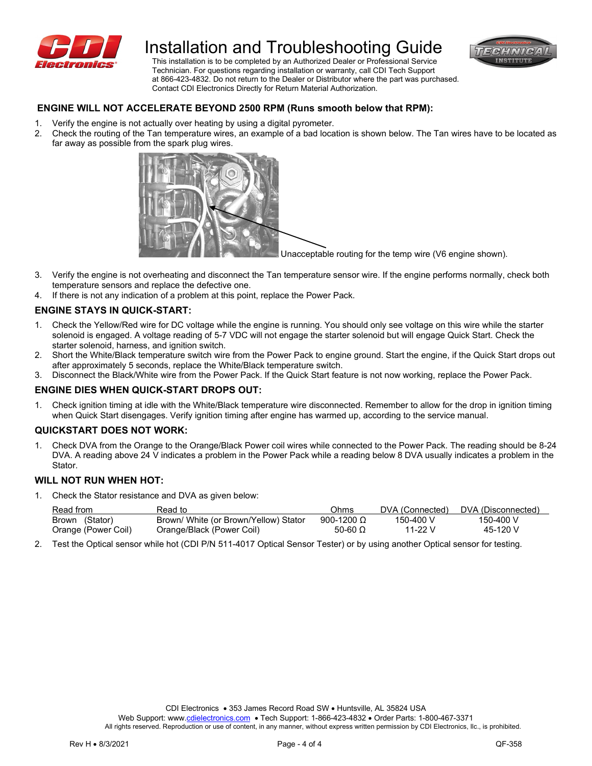# Installation and Troubleshooting Guide

This installation is to be completed by an Authorized Dealer or Professional Service Technician. For questions regarding installation or warranty, call CDI Tech Support at 866-423-4832. Do not return to the Dealer or Distributor where the part was purchased. Contact CDI Electronics Directly for Return Material Authorization.

## ENGINE WILL NOT ACCELERATE BEYOND 2500 RPM (Runs smooth below that RPM):

1. Verify the engine is not actually over heating by using a digital pyrometer.
2. Check the routing of the Tan temperature wires, an example of a bad location is shown below. The Tan wires have to be located as far away as possible from the spark plug wires.

Unacceptable routing for the temp wire (V6 engine shown).

3. Verify the engine is not overheating and disconnect the Tan temperature sensor wire. If the engine performs normally, check both temperature sensors and replace the defective one.
4. If there is not any indication of a problem at this point, replace the Power Pack.

## ENGINE STAYS IN QUICK-START:

1. Check the Yellow/Red wire for DC voltage while the engine is running. You should only see voltage on this wire while the starter solenoid is engaged. A voltage reading of 5-7 VDC will not engage the starter solenoid but will engage Quick Start. Check the starter solenoid, harness, and ignition switch.
2. Short the White/Black temperature switch wire from the Power Pack to engine ground. Start the engine, if the Quick Start drops out after approximately 5 seconds, replace the White/Black temperature switch.
3. Disconnect the Black/White wire from the Power Pack. If the Quick Start feature is not now working, replace the Power Pack.

## ENGINE DIES WHEN QUICK-START DROPS OUT:

1. Check ignition timing at idle with the White/Black temperature wire disconnected. Remember to allow for the drop in ignition timing when Quick Start disengages. Verify ignition timing after engine has warmed up, according to the service manual.

## QUICKSTART DOES NOT WORK:

1. Check DVA from the Orange to the Orange/Black Power coil wires while connected to the Power Pack. The reading should be 8-24 DVA. A reading above 24 V indicates a problem in the Power Pack while a reading below 8 DVA usually indicates a problem in the Stator.

## WILL NOT RUN WHEN HOT:

1. Check the Stator resistance and DVA as given below:

| Read from | Read to | Ohms | DVA (Connected) | DVA (Disconnected) |
|---|---|---|---|---|
| Brown (Stator) | Brown/ White (or Brown/Yellow) Stator | 900-1200 Ω | 150-400 V | 150-400 V |
| Orange (Power Coil) | Orange/Black (Power Coil) | 50-60 Ω | 11-22 V | 45-120 V |

2. Test the Optical sensor while hot (CDI P/N 511-4017 Optical Sensor Tester) or by using another Optical sensor for testing.

CDI Electronics • 353 James Record Road SW • Huntsville, AL 35824 USA
Web Support: www.cdielectronics.com • Tech Support: 1-866-423-4832 • Order Parts: 1-800-467-3371
All rights reserved. Reproduction or use of content, in any manner, without express written permission by CDI Electronics, llc., is prohibited.

Rev H • 8/3/2021 QF-358